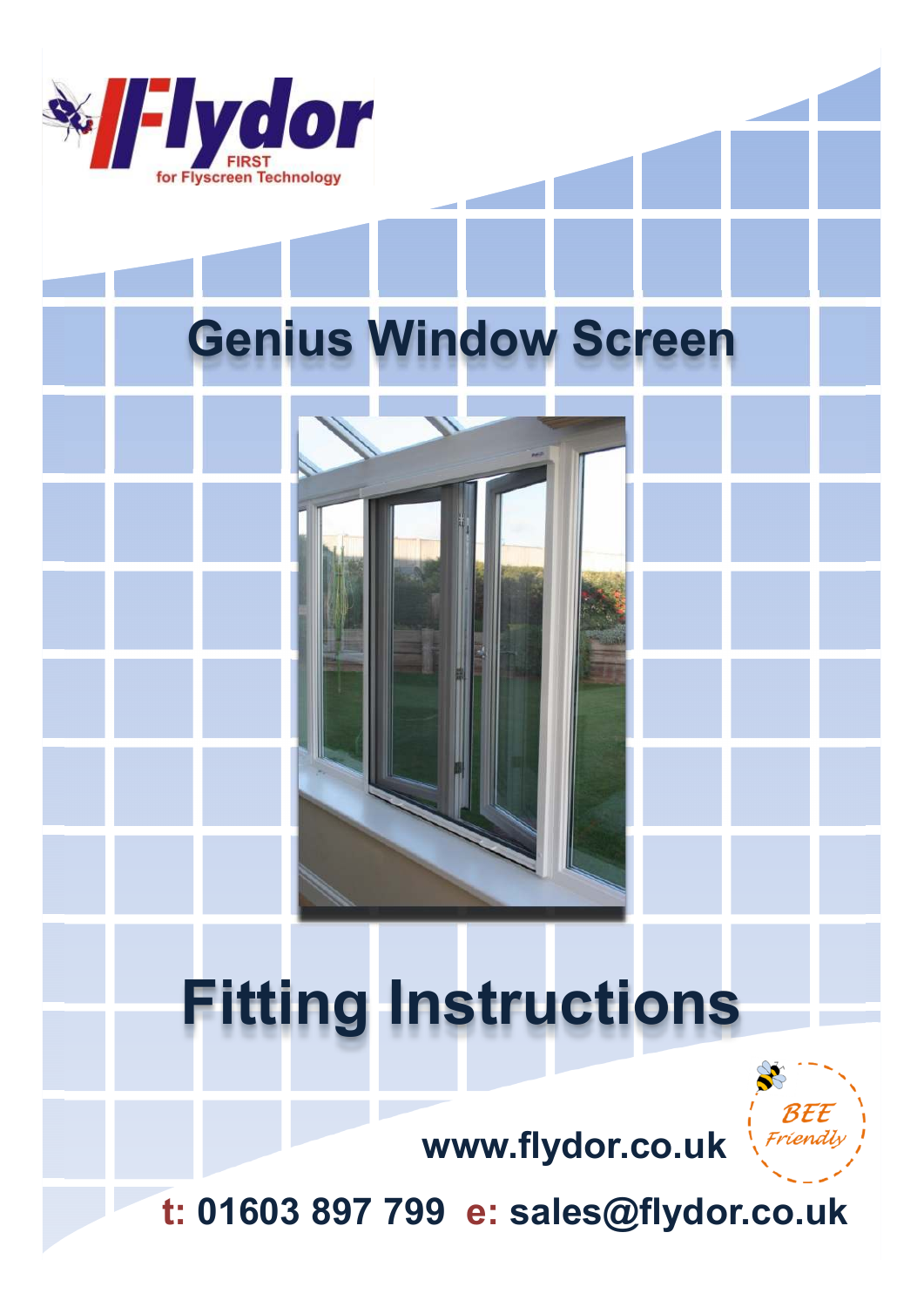Flydor

FIRST for Flyscreen Technology

# Genius Window Screen

# Fitting Instructions

BEE Friendly

**www.flydor.co.uk**

**t: 01603 897 799 e: sales@flydor.co.uk**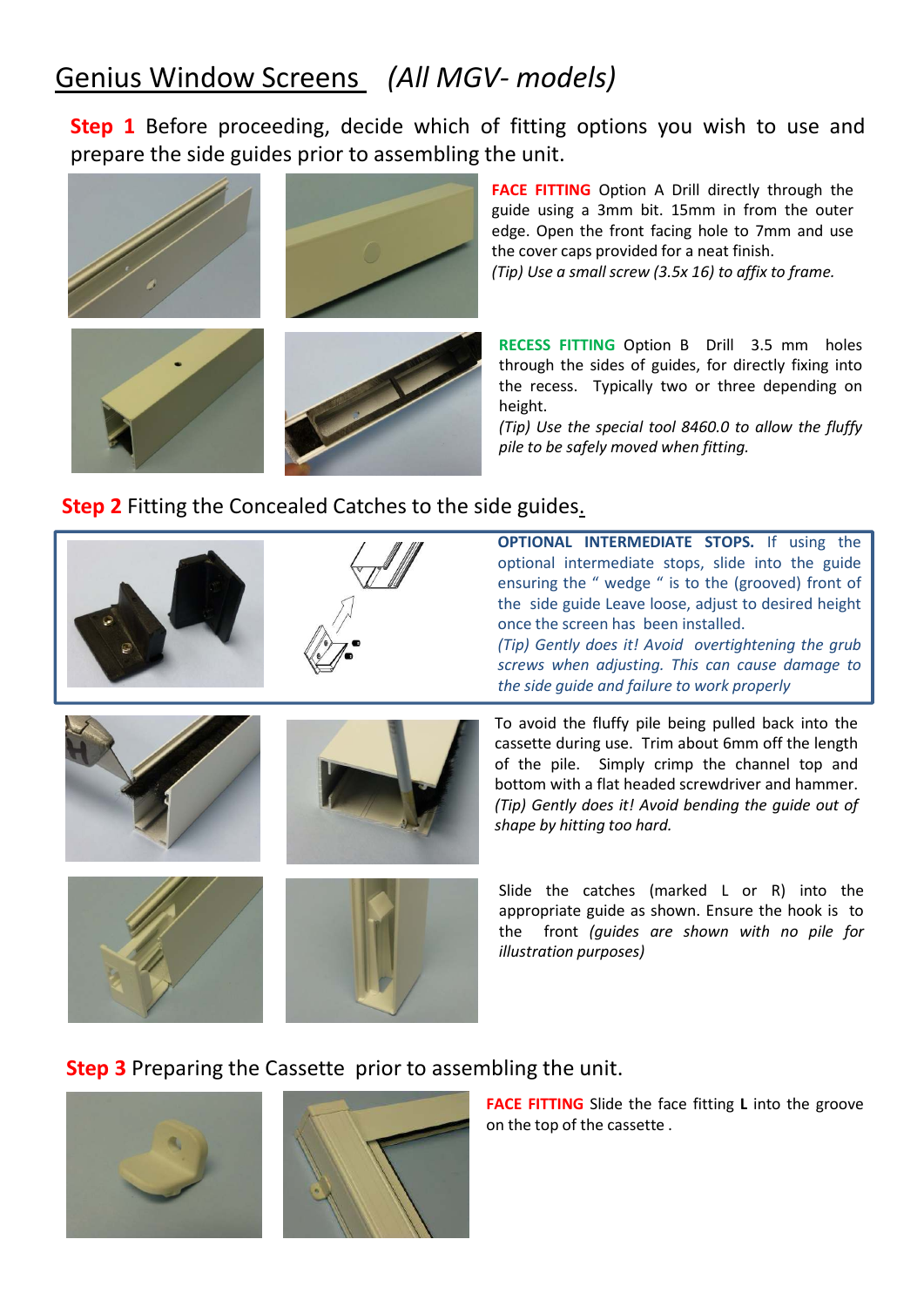# Genius Window Screens *(All MGV- models)*

**Step 1** Before proceeding, decide which of fitting options you wish to use and prepare the side guides prior to assembling the unit.

**FACE FITTING** Option A Drill directly through the guide using a 3mm bit. 15mm in from the outer edge. Open the front facing hole to 7mm and use the cover caps provided for a neat finish.
*(Tip) Use a small screw (3.5x 16) to affix to frame.*

**RECESS FITTING** Option B Drill 3.5 mm holes through the sides of guides, for directly fixing into the recess. Typically two or three depending on height.
*(Tip) Use the special tool 8460.0 to allow the fluffy pile to be safely moved when fitting.*

## Step 2 Fitting the Concealed Catches to the side guides.

**OPTIONAL INTERMEDIATE STOPS.** If using the optional intermediate stops, slide into the guide ensuring the " wedge " is to the (grooved) front of the side guide Leave loose, adjust to desired height once the screen has been installed.
*(Tip) Gently does it! Avoid overtightening the grub screws when adjusting. This can cause damage to the side guide and failure to work properly*

To avoid the fluffy pile being pulled back into the cassette during use. Trim about 6mm off the length of the pile. Simply crimp the channel top and bottom with a flat headed screwdriver and hammer.
*(Tip) Gently does it! Avoid bending the guide out of shape by hitting too hard.*

Slide the catches (marked L or R) into the appropriate guide as shown. Ensure the hook is to the front *(guides are shown with no pile for illustration purposes)*

## Step 3 Preparing the Cassette prior to assembling the unit.

**FACE FITTING** Slide the face fitting **L** into the groove on the top of the cassette .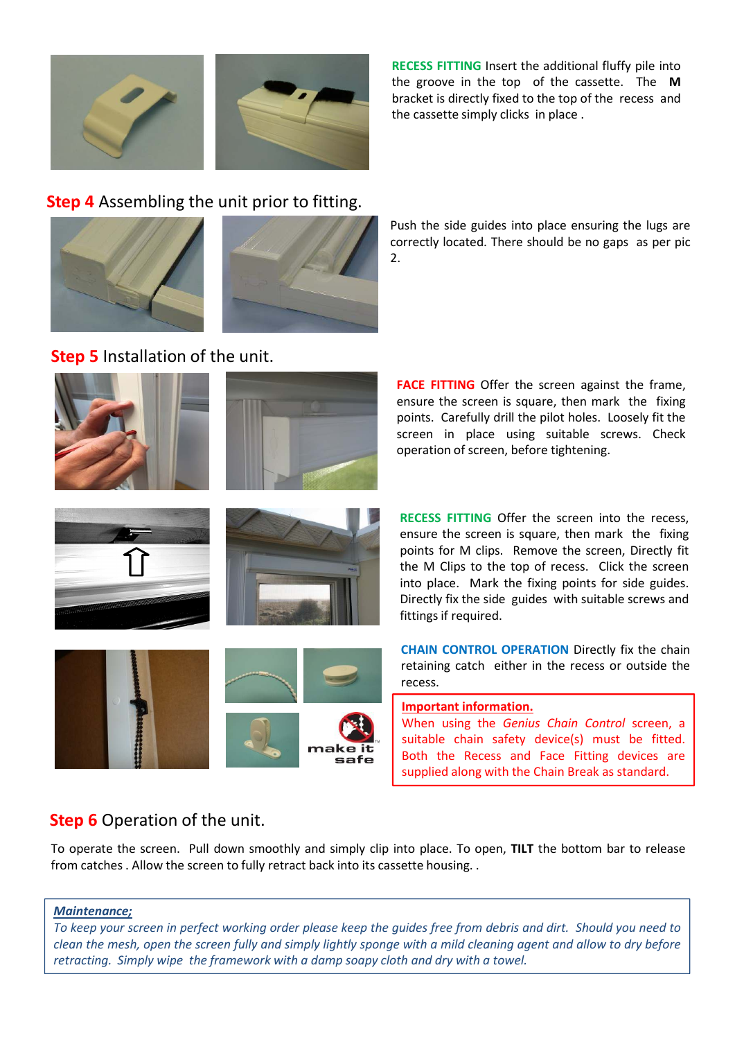**RECESS FITTING** Insert the additional fluffy pile into the groove in the top of the cassette. The **M** bracket is directly fixed to the top of the recess and the cassette simply clicks in place .

## Step 4 Assembling the unit prior to fitting.

Push the side guides into place ensuring the lugs are correctly located. There should be no gaps as per pic 2.

## Step 5 Installation of the unit.

**FACE FITTING** Offer the screen against the frame, ensure the screen is square, then mark the fixing points. Carefully drill the pilot holes. Loosely fit the screen in place using suitable screws. Check operation of screen, before tightening.

**RECESS FITTING** Offer the screen into the recess, ensure the screen is square, then mark the fixing points for M clips. Remove the screen, Directly fit the M Clips to the top of recess. Click the screen into place. Mark the fixing points for side guides. Directly fix the side guides with suitable screws and fittings if required.

**CHAIN CONTROL OPERATION** Directly fix the chain retaining catch either in the recess or outside the recess.

make it safe

**Important information.**
When using the *Genius Chain Control* screen, a suitable chain safety device(s) must be fitted. Both the Recess and Face Fitting devices are supplied along with the Chain Break as standard.

## Step 6 Operation of the unit.

To operate the screen. Pull down smoothly and simply clip into place. To open, **TILT** the bottom bar to release from catches . Allow the screen to fully retract back into its cassette housing. .

***Maintenance;***
*To keep your screen in perfect working order please keep the guides free from debris and dirt. Should you need to clean the mesh, open the screen fully and simply lightly sponge with a mild cleaning agent and allow to dry before retracting. Simply wipe the framework with a damp soapy cloth and dry with a towel.*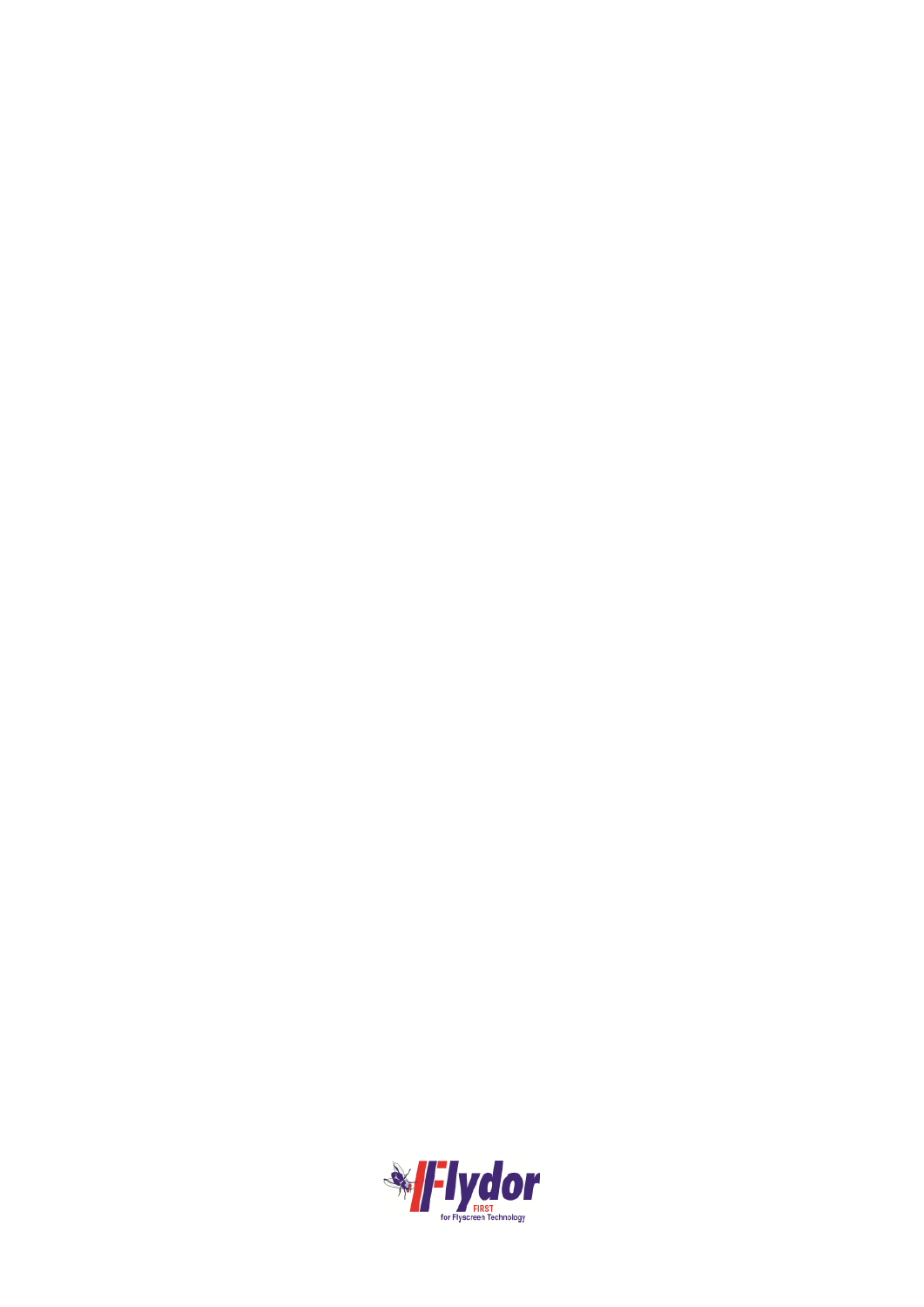Flydor

FIRST

for Flyscreen Technology